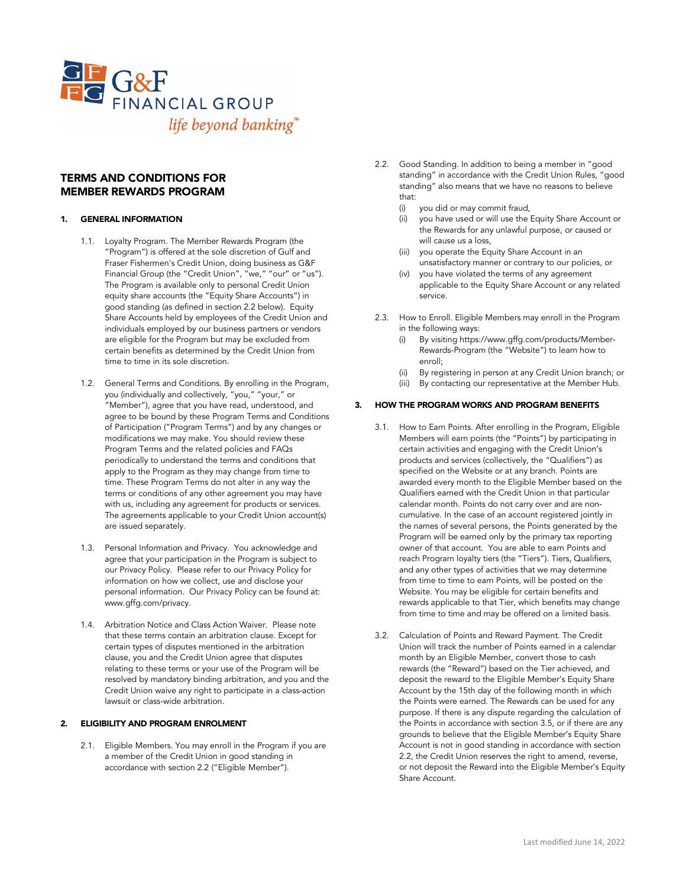G&F FINANCIAL GROUP

*life beyond banking™*

# TERMS AND CONDITIONS FOR MEMBER REWARDS PROGRAM

## 1. GENERAL INFORMATION

1.1. Loyalty Program. The Member Rewards Program (the "Program") is offered at the sole discretion of Gulf and Fraser Fishermen's Credit Union, doing business as G&F Financial Group (the "Credit Union", "we," "our" or "us"). The Program is available only to personal Credit Union equity share accounts (the "Equity Share Accounts") in good standing (as defined in section 2.2 below). Equity Share Accounts held by employees of the Credit Union and individuals employed by our business partners or vendors are eligible for the Program but may be excluded from certain benefits as determined by the Credit Union from time to time in its sole discretion.

1.2. General Terms and Conditions. By enrolling in the Program, you (individually and collectively, "you," "your," or "Member"), agree that you have read, understood, and agree to be bound by these Program Terms and Conditions of Participation ("Program Terms") and by any changes or modifications we may make. You should review these Program Terms and the related policies and FAQs periodically to understand the terms and conditions that apply to the Program as they may change from time to time. These Program Terms do not alter in any way the terms or conditions of any other agreement you may have with us, including any agreement for products or services. The agreements applicable to your Credit Union account(s) are issued separately.

1.3. Personal Information and Privacy. You acknowledge and agree that your participation in the Program is subject to our Privacy Policy. Please refer to our Privacy Policy for information on how we collect, use and disclose your personal information. Our Privacy Policy can be found at: www.gffg.com/privacy.

1.4. Arbitration Notice and Class Action Waiver. Please note that these terms contain an arbitration clause. Except for certain types of disputes mentioned in the arbitration clause, you and the Credit Union agree that disputes relating to these terms or your use of the Program will be resolved by mandatory binding arbitration, and you and the Credit Union waive any right to participate in a class-action lawsuit or class-wide arbitration.

## 2. ELIGIBILITY AND PROGRAM ENROLMENT

2.1. Eligible Members. You may enroll in the Program if you are a member of the Credit Union in good standing in accordance with section 2.2 ("Eligible Member").

2.2. Good Standing. In addition to being a member in "good standing" in accordance with the Credit Union Rules, "good standing" also means that we have no reasons to believe that:

- (i) you did or may commit fraud,
- (ii) you have used or will use the Equity Share Account or the Rewards for any unlawful purpose, or caused or will cause us a loss,
- (iii) you operate the Equity Share Account in an unsatisfactory manner or contrary to our policies, or
- (iv) you have violated the terms of any agreement applicable to the Equity Share Account or any related service.

2.3. How to Enroll. Eligible Members may enroll in the Program in the following ways:

- (i) By visiting https://www.gffg.com/products/Member-Rewards-Program (the "Website") to learn how to enroll;
- (ii) By registering in person at any Credit Union branch; or
- (iii) By contacting our representative at the Member Hub.

## 3. HOW THE PROGRAM WORKS AND PROGRAM BENEFITS

3.1. How to Earn Points. After enrolling in the Program, Eligible Members will earn points (the "Points") by participating in certain activities and engaging with the Credit Union's products and services (collectively, the "Qualifiers") as specified on the Website or at any branch. Points are awarded every month to the Eligible Member based on the Qualifiers earned with the Credit Union in that particular calendar month. Points do not carry over and are non-cumulative. In the case of an account registered jointly in the names of several persons, the Points generated by the Program will be earned only by the primary tax reporting owner of that account. You are able to earn Points and reach Program loyalty tiers (the "Tiers"). Tiers, Qualifiers, and any other types of activities that we may determine from time to time to earn Points, will be posted on the Website. You may be eligible for certain benefits and rewards applicable to that Tier, which benefits may change from time to time and may be offered on a limited basis.

3.2. Calculation of Points and Reward Payment. The Credit Union will track the number of Points earned in a calendar month by an Eligible Member, convert those to cash rewards (the "Reward") based on the Tier achieved, and deposit the reward to the Eligible Member's Equity Share Account by the 15th day of the following month in which the Points were earned. The Rewards can be used for any purpose. If there is any dispute regarding the calculation of the Points in accordance with section 3.5, or if there are any grounds to believe that the Eligible Member's Equity Share Account is not in good standing in accordance with section 2.2, the Credit Union reserves the right to amend, reverse, or not deposit the Reward into the Eligible Member's Equity Share Account.

Last modified June 14, 2022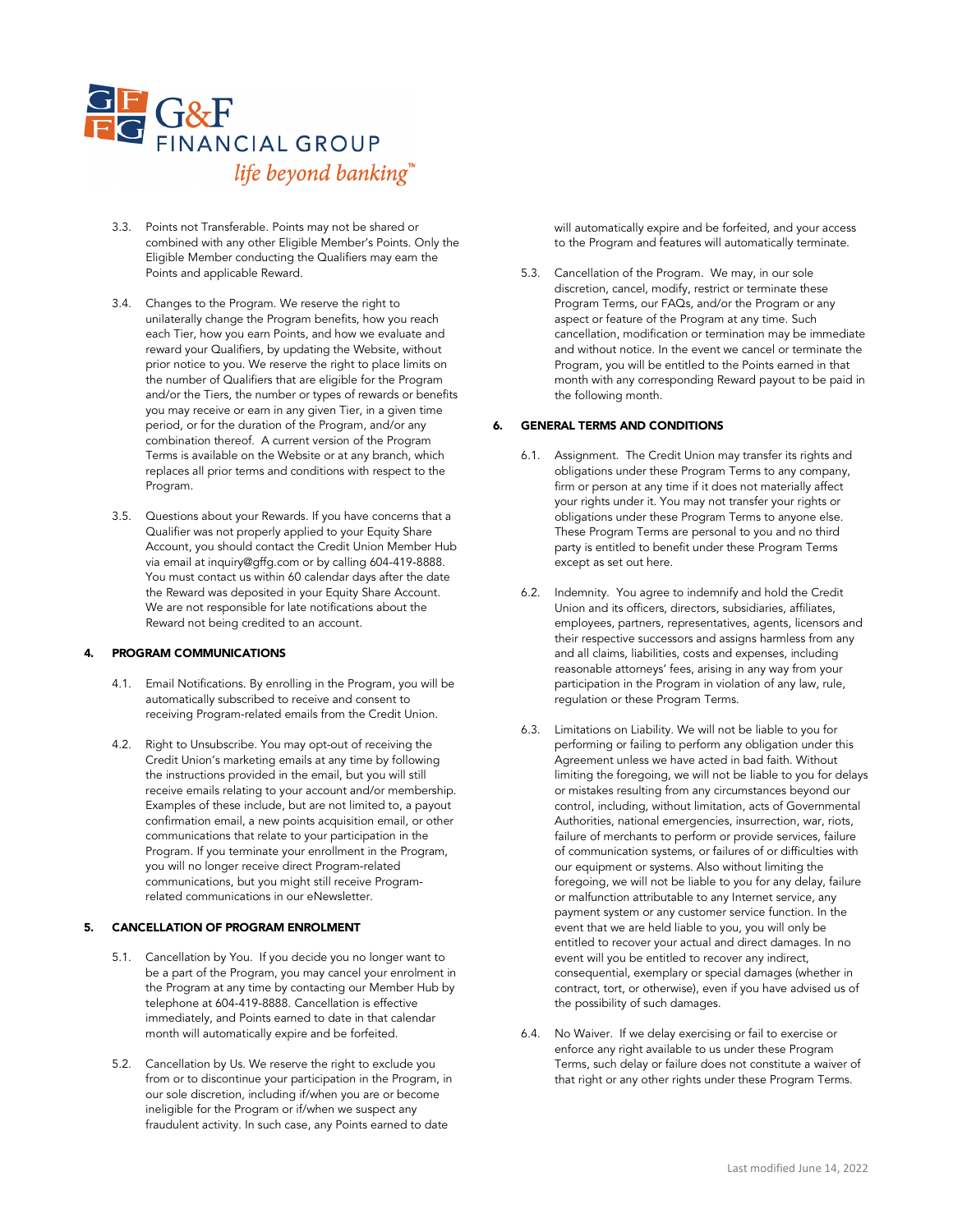3.3. Points not Transferable. Points may not be shared or combined with any other Eligible Member's Points. Only the Eligible Member conducting the Qualifiers may earn the Points and applicable Reward.

3.4. Changes to the Program. We reserve the right to unilaterally change the Program benefits, how you reach each Tier, how you earn Points, and how we evaluate and reward your Qualifiers, by updating the Website, without prior notice to you. We reserve the right to place limits on the number of Qualifiers that are eligible for the Program and/or the Tiers, the number or types of rewards or benefits you may receive or earn in any given Tier, in a given time period, or for the duration of the Program, and/or any combination thereof. A current version of the Program Terms is available on the Website or at any branch, which replaces all prior terms and conditions with respect to the Program.

3.5. Questions about your Rewards. If you have concerns that a Qualifier was not properly applied to your Equity Share Account, you should contact the Credit Union Member Hub via email at inquiry@gffg.com or by calling 604-419-8888. You must contact us within 60 calendar days after the date the Reward was deposited in your Equity Share Account. We are not responsible for late notifications about the Reward not being credited to an account.

## 4. PROGRAM COMMUNICATIONS

4.1. Email Notifications. By enrolling in the Program, you will be automatically subscribed to receive and consent to receiving Program-related emails from the Credit Union.

4.2. Right to Unsubscribe. You may opt-out of receiving the Credit Union's marketing emails at any time by following the instructions provided in the email, but you will still receive emails relating to your account and/or membership. Examples of these include, but are not limited to, a payout confirmation email, a new points acquisition email, or other communications that relate to your participation in the Program. If you terminate your enrollment in the Program, you will no longer receive direct Program-related communications, but you might still receive Program-related communications in our eNewsletter.

## 5. CANCELLATION OF PROGRAM ENROLMENT

5.1. Cancellation by You. If you decide you no longer want to be a part of the Program, you may cancel your enrolment in the Program at any time by contacting our Member Hub by telephone at 604-419-8888. Cancellation is effective immediately, and Points earned to date in that calendar month will automatically expire and be forfeited.

5.2. Cancellation by Us. We reserve the right to exclude you from or to discontinue your participation in the Program, in our sole discretion, including if/when you are or become ineligible for the Program or if/when we suspect any fraudulent activity. In such case, any Points earned to date will automatically expire and be forfeited, and your access to the Program and features will automatically terminate.

5.3. Cancellation of the Program. We may, in our sole discretion, cancel, modify, restrict or terminate these Program Terms, our FAQs, and/or the Program or any aspect or feature of the Program at any time. Such cancellation, modification or termination may be immediate and without notice. In the event we cancel or terminate the Program, you will be entitled to the Points earned in that month with any corresponding Reward payout to be paid in the following month.

## 6. GENERAL TERMS AND CONDITIONS

6.1. Assignment. The Credit Union may transfer its rights and obligations under these Program Terms to any company, firm or person at any time if it does not materially affect your rights under it. You may not transfer your rights or obligations under these Program Terms to anyone else. These Program Terms are personal to you and no third party is entitled to benefit under these Program Terms except as set out here.

6.2. Indemnity. You agree to indemnify and hold the Credit Union and its officers, directors, subsidiaries, affiliates, employees, partners, representatives, agents, licensors and their respective successors and assigns harmless from any and all claims, liabilities, costs and expenses, including reasonable attorneys' fees, arising in any way from your participation in the Program in violation of any law, rule, regulation or these Program Terms.

6.3. Limitations on Liability. We will not be liable to you for performing or failing to perform any obligation under this Agreement unless we have acted in bad faith. Without limiting the foregoing, we will not be liable to you for delays or mistakes resulting from any circumstances beyond our control, including, without limitation, acts of Governmental Authorities, national emergencies, insurrection, war, riots, failure of merchants to perform or provide services, failure of communication systems, or failures of or difficulties with our equipment or systems. Also without limiting the foregoing, we will not be liable to you for any delay, failure or malfunction attributable to any Internet service, any payment system or any customer service function. In the event that we are held liable to you, you will only be entitled to recover your actual and direct damages. In no event will you be entitled to recover any indirect, consequential, exemplary or special damages (whether in contract, tort, or otherwise), even if you have advised us of the possibility of such damages.

6.4. No Waiver. If we delay exercising or fail to exercise or enforce any right available to us under these Program Terms, such delay or failure does not constitute a waiver of that right or any other rights under these Program Terms.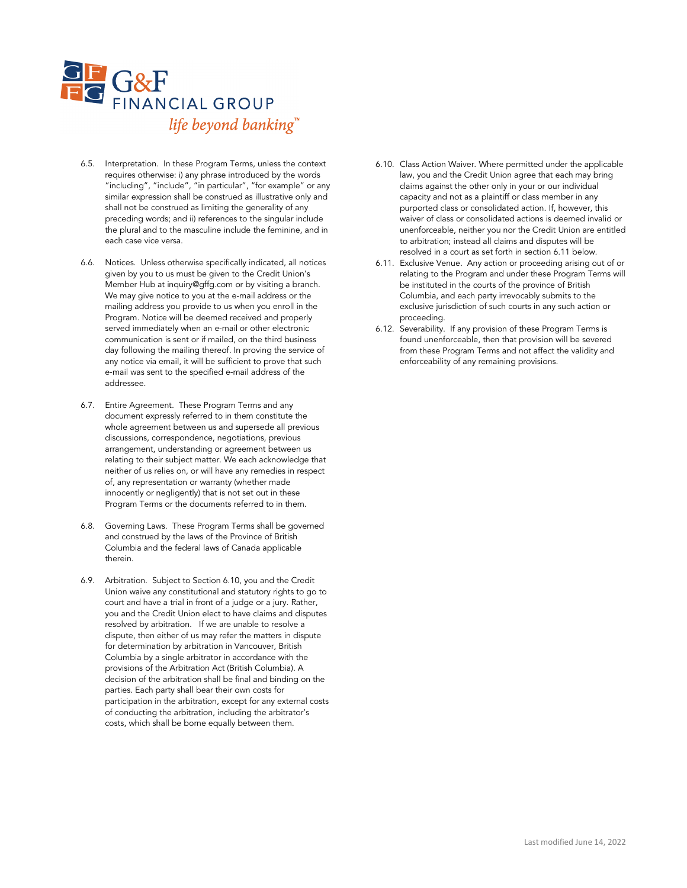6.5. Interpretation. In these Program Terms, unless the context requires otherwise: i) any phrase introduced by the words "including", "include", "in particular", "for example" or any similar expression shall be construed as illustrative only and shall not be construed as limiting the generality of any preceding words; and ii) references to the singular include the plural and to the masculine include the feminine, and in each case vice versa.

6.6. Notices. Unless otherwise specifically indicated, all notices given by you to us must be given to the Credit Union's Member Hub at inquiry@gffg.com or by visiting a branch. We may give notice to you at the e-mail address or the mailing address you provide to us when you enroll in the Program. Notice will be deemed received and properly served immediately when an e-mail or other electronic communication is sent or if mailed, on the third business day following the mailing thereof. In proving the service of any notice via email, it will be sufficient to prove that such e-mail was sent to the specified e-mail address of the addressee.

6.7. Entire Agreement. These Program Terms and any document expressly referred to in them constitute the whole agreement between us and supersede all previous discussions, correspondence, negotiations, previous arrangement, understanding or agreement between us relating to their subject matter. We each acknowledge that neither of us relies on, or will have any remedies in respect of, any representation or warranty (whether made innocently or negligently) that is not set out in these Program Terms or the documents referred to in them.

6.8. Governing Laws. These Program Terms shall be governed and construed by the laws of the Province of British Columbia and the federal laws of Canada applicable therein.

6.9. Arbitration. Subject to Section 6.10, you and the Credit Union waive any constitutional and statutory rights to go to court and have a trial in front of a judge or a jury. Rather, you and the Credit Union elect to have claims and disputes resolved by arbitration. If we are unable to resolve a dispute, then either of us may refer the matters in dispute for determination by arbitration in Vancouver, British Columbia by a single arbitrator in accordance with the provisions of the Arbitration Act (British Columbia). A decision of the arbitration shall be final and binding on the parties. Each party shall bear their own costs for participation in the arbitration, except for any external costs of conducting the arbitration, including the arbitrator's costs, which shall be borne equally between them.

6.10. Class Action Waiver. Where permitted under the applicable law, you and the Credit Union agree that each may bring claims against the other only in your or our individual capacity and not as a plaintiff or class member in any purported class or consolidated action. If, however, this waiver of class or consolidated actions is deemed invalid or unenforceable, neither you nor the Credit Union are entitled to arbitration; instead all claims and disputes will be resolved in a court as set forth in section 6.11 below.

6.11. Exclusive Venue. Any action or proceeding arising out of or relating to the Program and under these Program Terms will be instituted in the courts of the province of British Columbia, and each party irrevocably submits to the exclusive jurisdiction of such courts in any such action or proceeding.

6.12. Severability. If any provision of these Program Terms is found unenforceable, then that provision will be severed from these Program Terms and not affect the validity and enforceability of any remaining provisions.

Last modified June 14, 2022